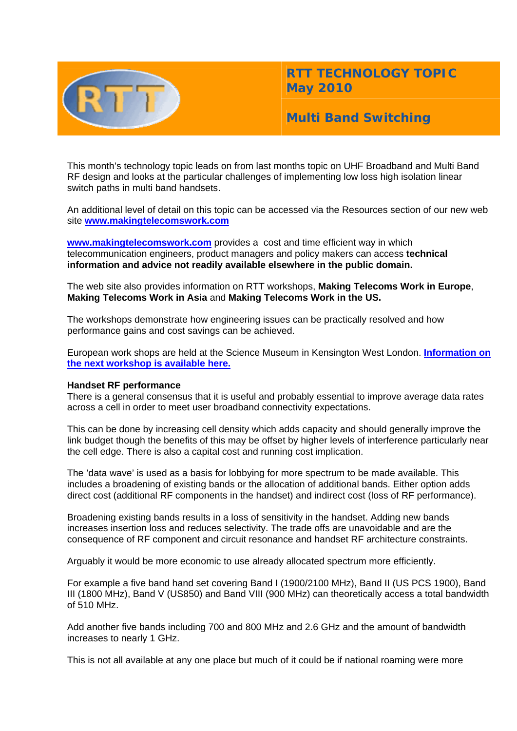# RTT TECHNOLOGY TOPIC May 2010

## Multi Band Switching

This month's technology topic leads on from last months topic on UHF Broadband and Multi Band RF design and looks at the particular challenges of implementing low loss high isolation linear switch paths in multi band handsets.

An additional level of detail on this topic can be accessed via the Resources section of our new web site **www.makingtelecomswork.com**

**www.makingtelecomswork.com** provides a cost and time efficient way in which telecommunication engineers, product managers and policy makers can access **technical information and advice not readily available elsewhere in the public domain.**

The web site also provides information on RTT workshops, **Making Telecoms Work in Europe**, **Making Telecoms Work in Asia** and **Making Telecoms Work in the US.**

The workshops demonstrate how engineering issues can be practically resolved and how performance gains and cost savings can be achieved.

European work shops are held at the Science Museum in Kensington West London. **Information on the next workshop is available here.**

**Handset RF performance**

There is a general consensus that it is useful and probably essential to improve average data rates across a cell in order to meet user broadband connectivity expectations.

This can be done by increasing cell density which adds capacity and should generally improve the link budget though the benefits of this may be offset by higher levels of interference particularly near the cell edge. There is also a capital cost and running cost implication.

The 'data wave' is used as a basis for lobbying for more spectrum to be made available. This includes a broadening of existing bands or the allocation of additional bands. Either option adds direct cost (additional RF components in the handset) and indirect cost (loss of RF performance).

Broadening existing bands results in a loss of sensitivity in the handset. Adding new bands increases insertion loss and reduces selectivity. The trade offs are unavoidable and are the consequence of RF component and circuit resonance and handset RF architecture constraints.

Arguably it would be more economic to use already allocated spectrum more efficiently.

For example a five band hand set covering Band I (1900/2100 MHz), Band II (US PCS 1900), Band III (1800 MHz), Band V (US850) and Band VIII (900 MHz) can theoretically access a total bandwidth of 510 MHz.

Add another five bands including 700 and 800 MHz and 2.6 GHz and the amount of bandwidth increases to nearly 1 GHz.

This is not all available at any one place but much of it could be if national roaming were more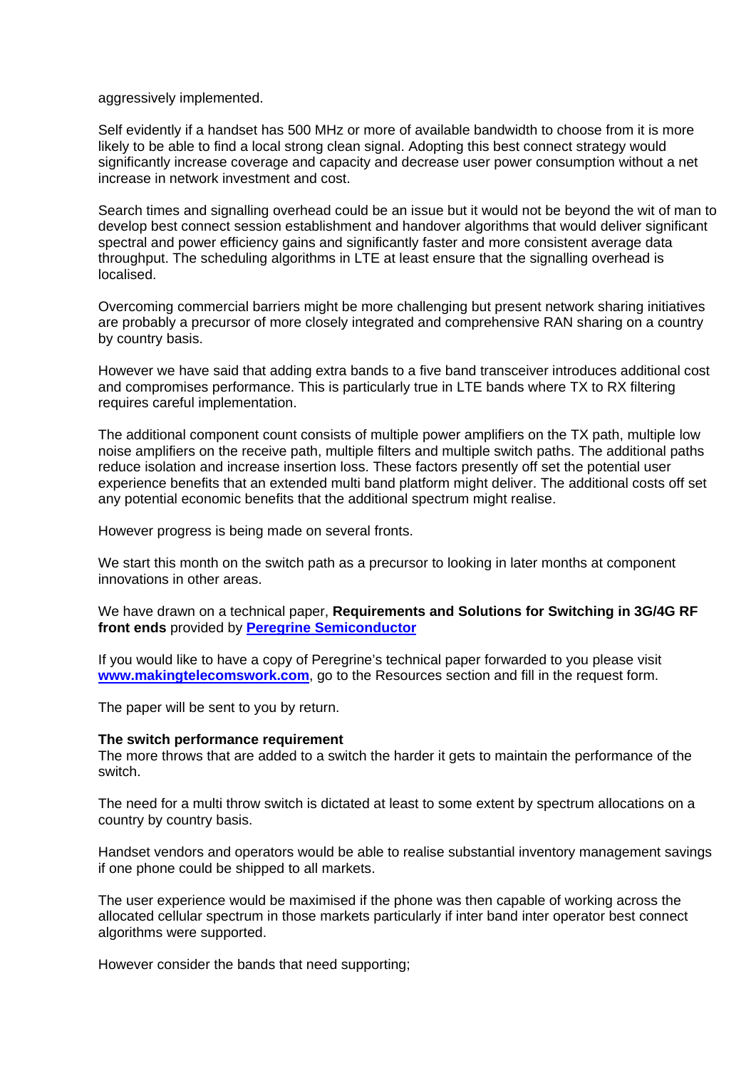aggressively implemented.

Self evidently if a handset has 500 MHz or more of available bandwidth to choose from it is more likely to be able to find a local strong clean signal. Adopting this best connect strategy would significantly increase coverage and capacity and decrease user power consumption without a net increase in network investment and cost.

Search times and signalling overhead could be an issue but it would not be beyond the wit of man to develop best connect session establishment and handover algorithms that would deliver significant spectral and power efficiency gains and significantly faster and more consistent average data throughput. The scheduling algorithms in LTE at least ensure that the signalling overhead is localised.

Overcoming commercial barriers might be more challenging but present network sharing initiatives are probably a precursor of more closely integrated and comprehensive RAN sharing on a country by country basis.

However we have said that adding extra bands to a five band transceiver introduces additional cost and compromises performance. This is particularly true in LTE bands where TX to RX filtering requires careful implementation.

The additional component count consists of multiple power amplifiers on the TX path, multiple low noise amplifiers on the receive path, multiple filters and multiple switch paths. The additional paths reduce isolation and increase insertion loss. These factors presently off set the potential user experience benefits that an extended multi band platform might deliver. The additional costs off set any potential economic benefits that the additional spectrum might realise.

However progress is being made on several fronts.

We start this month on the switch path as a precursor to looking in later months at component innovations in other areas.

We have drawn on a technical paper, **Requirements and Solutions for Switching in 3G/4G RF front ends** provided by **Peregrine Semiconductor**

If you would like to have a copy of Peregrine's technical paper forwarded to you please visit **www.makingtelecomswork.com**, go to the Resources section and fill in the request form.

The paper will be sent to you by return.

**The switch performance requirement**

The more throws that are added to a switch the harder it gets to maintain the performance of the switch.

The need for a multi throw switch is dictated at least to some extent by spectrum allocations on a country by country basis.

Handset vendors and operators would be able to realise substantial inventory management savings if one phone could be shipped to all markets.

The user experience would be maximised if the phone was then capable of working across the allocated cellular spectrum in those markets particularly if inter band inter operator best connect algorithms were supported.

However consider the bands that need supporting;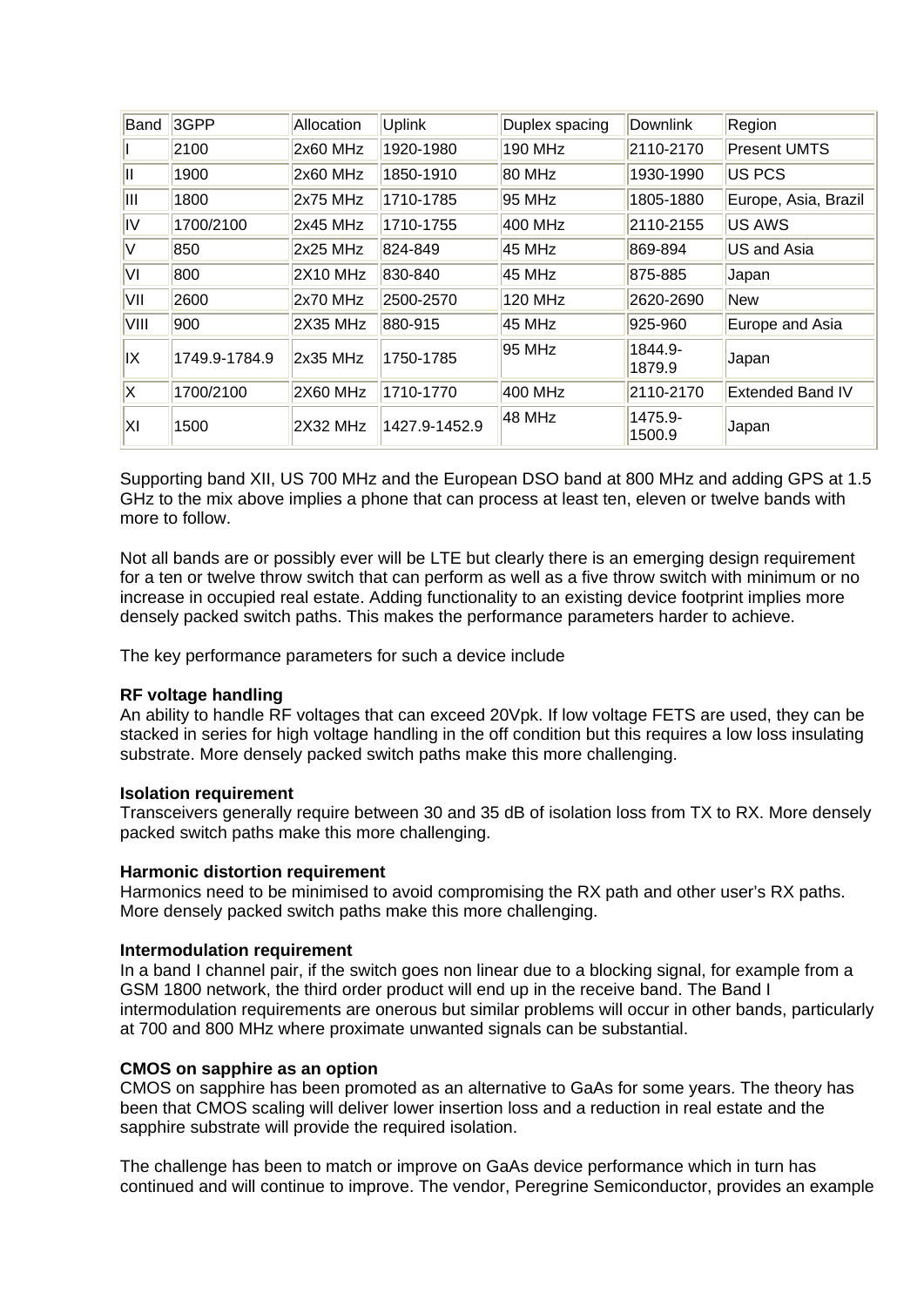| Band | 3GPP | Allocation | Uplink | Duplex spacing | Downlink | Region |
|---|---|---|---|---|---|---|
| I | 2100 | 2x60 MHz | 1920-1980 | 190 MHz | 2110-2170 | Present UMTS |
| II | 1900 | 2x60 MHz | 1850-1910 | 80 MHz | 1930-1990 | US PCS |
| III | 1800 | 2x75 MHz | 1710-1785 | 95 MHz | 1805-1880 | Europe, Asia, Brazil |
| IV | 1700/2100 | 2x45 MHz | 1710-1755 | 400 MHz | 2110-2155 | US AWS |
| V | 850 | 2x25 MHz | 824-849 | 45 MHz | 869-894 | US and Asia |
| VI | 800 | 2X10 MHz | 830-840 | 45 MHz | 875-885 | Japan |
| VII | 2600 | 2x70 MHz | 2500-2570 | 120 MHz | 2620-2690 | New |
| VIII | 900 | 2X35 MHz | 880-915 | 45 MHz | 925-960 | Europe and Asia |
| IX | 1749.9-1784.9 | 2x35 MHz | 1750-1785 | 95 MHz | 1844.9-1879.9 | Japan |
| X | 1700/2100 | 2X60 MHz | 1710-1770 | 400 MHz | 2110-2170 | Extended Band IV |
| XI | 1500 | 2X32 MHz | 1427.9-1452.9 | 48 MHz | 1475.9-1500.9 | Japan |

Supporting band XII, US 700 MHz and the European DSO band at 800 MHz and adding GPS at 1.5 GHz to the mix above implies a phone that can process at least ten, eleven or twelve bands with more to follow.

Not all bands are or possibly ever will be LTE but clearly there is an emerging design requirement for a ten or twelve throw switch that can perform as well as a five throw switch with minimum or no increase in occupied real estate. Adding functionality to an existing device footprint implies more densely packed switch paths. This makes the performance parameters harder to achieve.

The key performance parameters for such a device include

**RF voltage handling**
An ability to handle RF voltages that can exceed 20Vpk. If low voltage FETS are used, they can be stacked in series for high voltage handling in the off condition but this requires a low loss insulating substrate. More densely packed switch paths make this more challenging.

**Isolation requirement**
Transceivers generally require between 30 and 35 dB of isolation loss from TX to RX. More densely packed switch paths make this more challenging.

**Harmonic distortion requirement**
Harmonics need to be minimised to avoid compromising the RX path and other user's RX paths. More densely packed switch paths make this more challenging.

**Intermodulation requirement**
In a band I channel pair, if the switch goes non linear due to a blocking signal, for example from a GSM 1800 network, the third order product will end up in the receive band. The Band I intermodulation requirements are onerous but similar problems will occur in other bands, particularly at 700 and 800 MHz where proximate unwanted signals can be substantial.

**CMOS on sapphire as an option**
CMOS on sapphire has been promoted as an alternative to GaAs for some years. The theory has been that CMOS scaling will deliver lower insertion loss and a reduction in real estate and the sapphire substrate will provide the required isolation.

The challenge has been to match or improve on GaAs device performance which in turn has continued and will continue to improve. The vendor, Peregrine Semiconductor, provides an example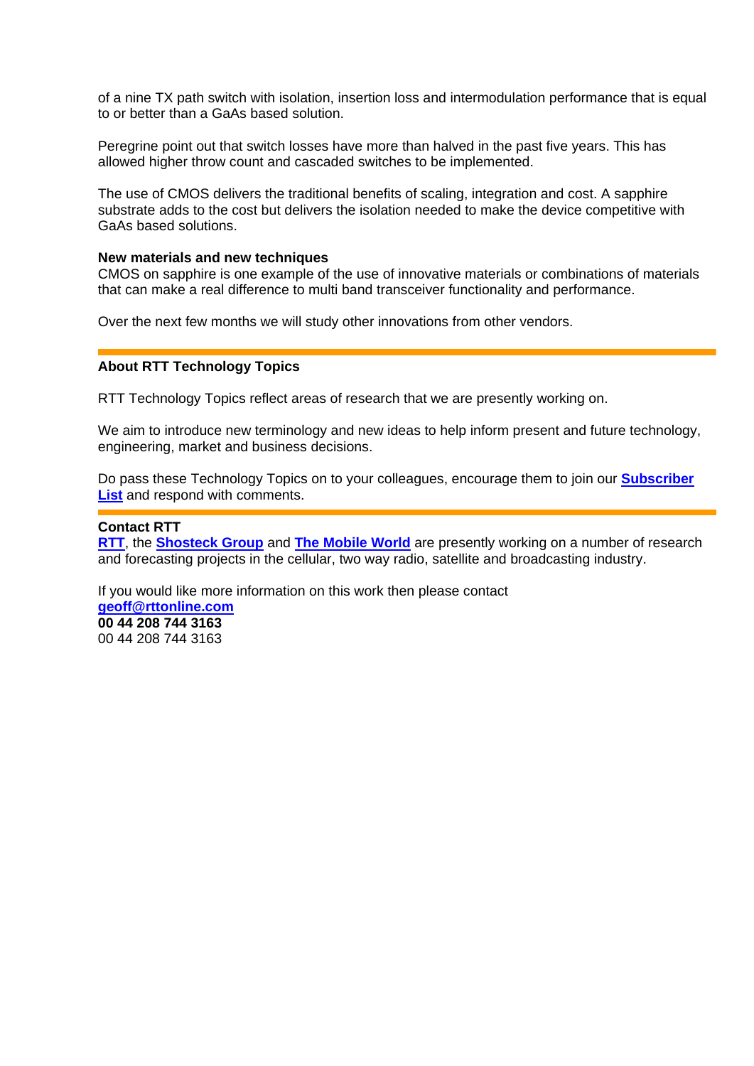of a nine TX path switch with isolation, insertion loss and intermodulation performance that is equal to or better than a GaAs based solution.

Peregrine point out that switch losses have more than halved in the past five years. This has allowed higher throw count and cascaded switches to be implemented.

The use of CMOS delivers the traditional benefits of scaling, integration and cost. A sapphire substrate adds to the cost but delivers the isolation needed to make the device competitive with GaAs based solutions.

**New materials and new techniques**
CMOS on sapphire is one example of the use of innovative materials or combinations of materials that can make a real difference to multi band transceiver functionality and performance.

Over the next few months we will study other innovations from other vendors.

---

**About RTT Technology Topics**

RTT Technology Topics reflect areas of research that we are presently working on.

We aim to introduce new terminology and new ideas to help inform present and future technology, engineering, market and business decisions.

Do pass these Technology Topics on to your colleagues, encourage them to join our **Subscriber List** and respond with comments.

---

**Contact RTT**
**RTT**, the **Shosteck Group** and **The Mobile World** are presently working on a number of research and forecasting projects in the cellular, two way radio, satellite and broadcasting industry.

If you would like more information on this work then please contact
**geoff@rttonline.com**
**00 44 208 744 3163**
00 44 208 744 3163